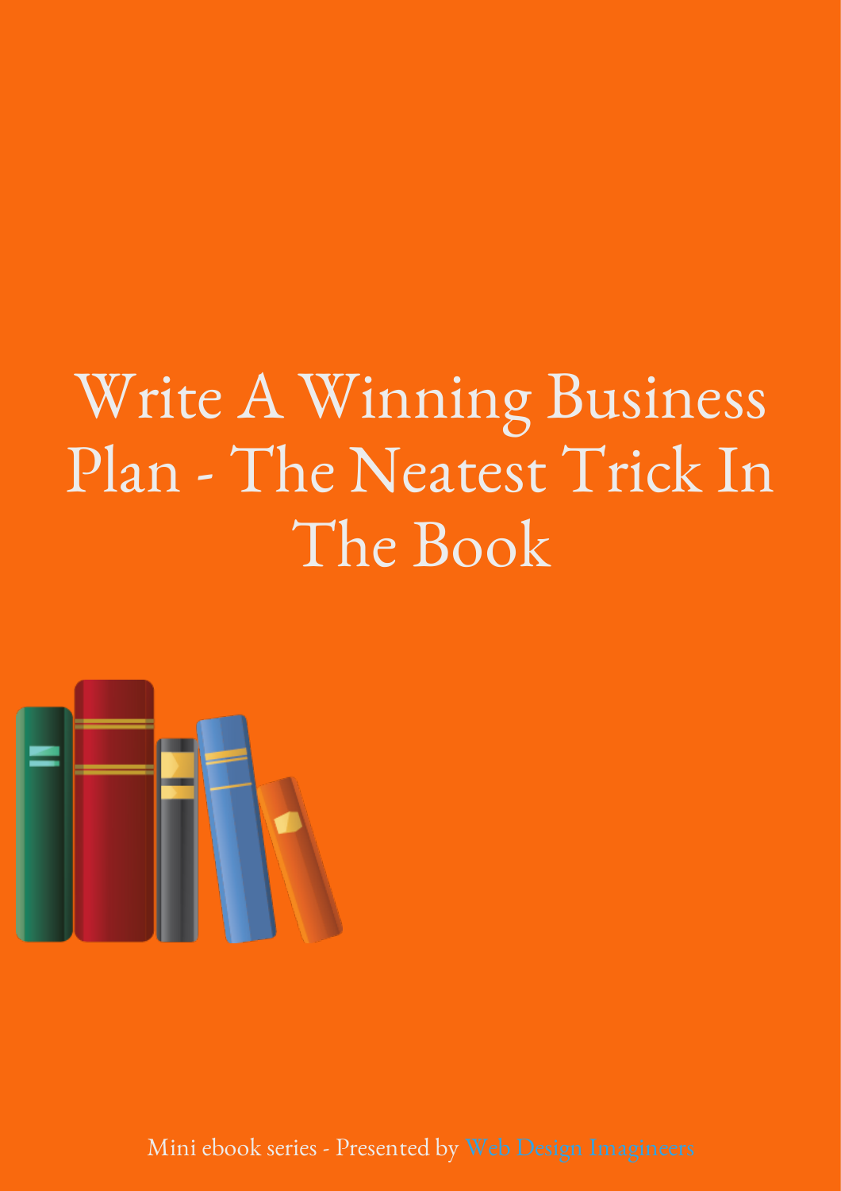# Write A Winning Business Plan - The Neatest Trick In The Book

Mini ebook series - Presented by Web Design Imagineers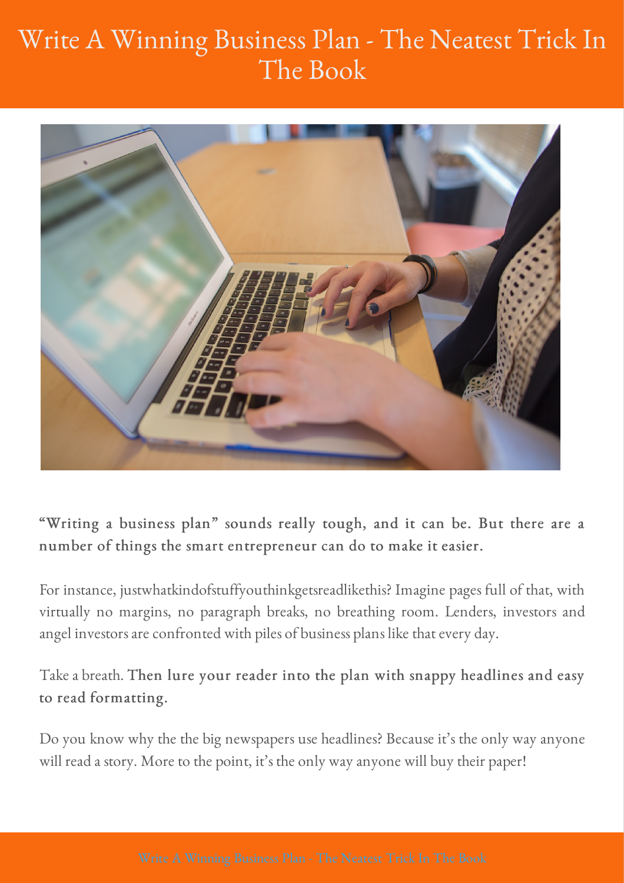# Write A Winning Business Plan - The Neatest Trick In The Book

**"Writing a business plan" sounds really tough, and it can be. But there are a number of things the smart entrepreneur can do to make it easier.**

For instance, justwhatkindofstuffyouthinkgetsreadlikethis? Imagine pages full of that, with virtually no margins, no paragraph breaks, no breathing room. Lenders, investors and angel investors are confronted with piles of business plans like that every day.

Take a breath. **Then lure your reader into the plan with snappy headlines and easy to read formatting.**

Do you know why the the big newspapers use headlines? Because it's the only way anyone will read a story. More to the point, it's the only way anyone will buy their paper!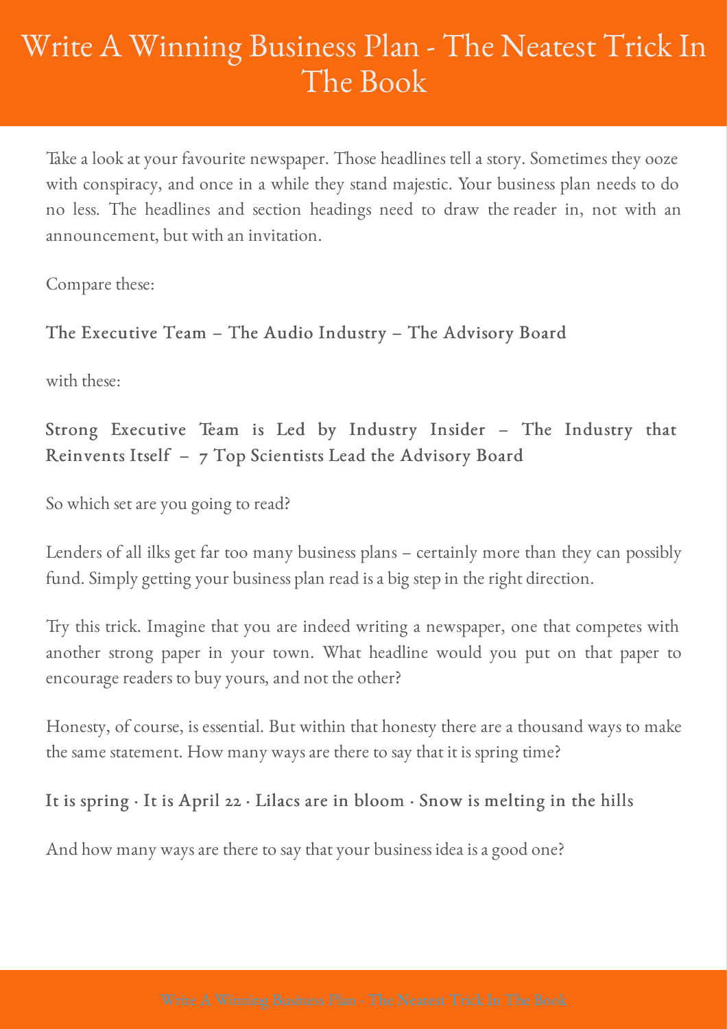# Write A Winning Business Plan - The Neatest Trick In The Book

Take a look at your favourite newspaper. Those headlines tell a story. Sometimes they ooze with conspiracy, and once in a while they stand majestic. Your business plan needs to do no less. The headlines and section headings need to draw the reader in, not with an announcement, but with an invitation.

Compare these:

**The Executive Team – The Audio Industry – The Advisory Board**

with these:

**Strong Executive Team is Led by Industry Insider – The Industry that Reinvents Itself – 7 Top Scientists Lead the Advisory Board**

So which set are you going to read?

Lenders of all ilks get far too many business plans – certainly more than they can possibly fund. Simply getting your business plan read is a big step in the right direction.

Try this trick. Imagine that you are indeed writing a newspaper, one that competes with another strong paper in your town. What headline would you put on that paper to encourage readers to buy yours, and not the other?

Honesty, of course, is essential. But within that honesty there are a thousand ways to make the same statement. How many ways are there to say that it is spring time?

**It is spring · It is April 22 · Lilacs are in bloom · Snow is melting in the hills**

And how many ways are there to say that your business idea is a good one?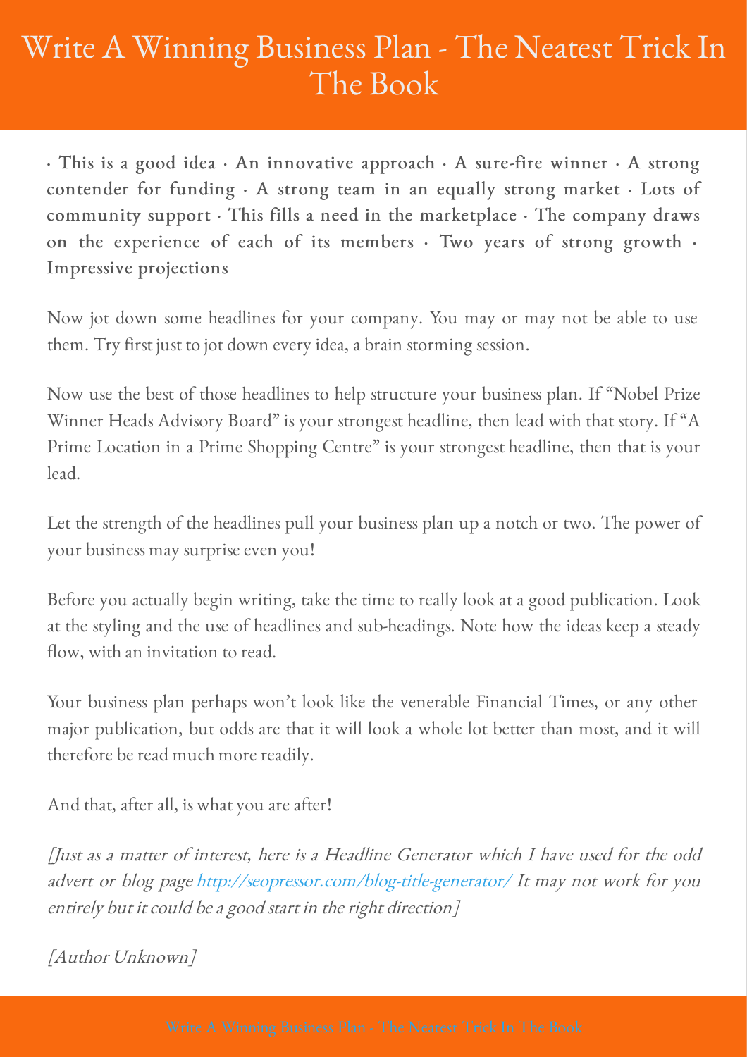# Write A Winning Business Plan - The Neatest Trick In The Book

**· This is a good idea · An innovative approach · A sure-fire winner · A strong contender for funding · A strong team in an equally strong market · Lots of community support · This fills a need in the marketplace · The company draws on the experience of each of its members · Two years of strong growth · Impressive projections**

Now jot down some headlines for your company. You may or may not be able to use them. Try first just to jot down every idea, a brain storming session.

Now use the best of those headlines to help structure your business plan. If "Nobel Prize Winner Heads Advisory Board" is your strongest headline, then lead with that story. If "A Prime Location in a Prime Shopping Centre" is your strongest headline, then that is your lead.

Let the strength of the headlines pull your business plan up a notch or two. The power of your business may surprise even you!

Before you actually begin writing, take the time to really look at a good publication. Look at the styling and the use of headlines and sub-headings. Note how the ideas keep a steady flow, with an invitation to read.

Your business plan perhaps won't look like the venerable Financial Times, or any other major publication, but odds are that it will look a whole lot better than most, and it will therefore be read much more readily.

And that, after all, is what you are after!

*[Just as a matter of interest, here is a Headline Generator which I have used for the odd advert or blog page http://seopressor.com/blog-title-generator/ It may not work for you entirely but it could be a good start in the right direction]*

*[Author Unknown]*